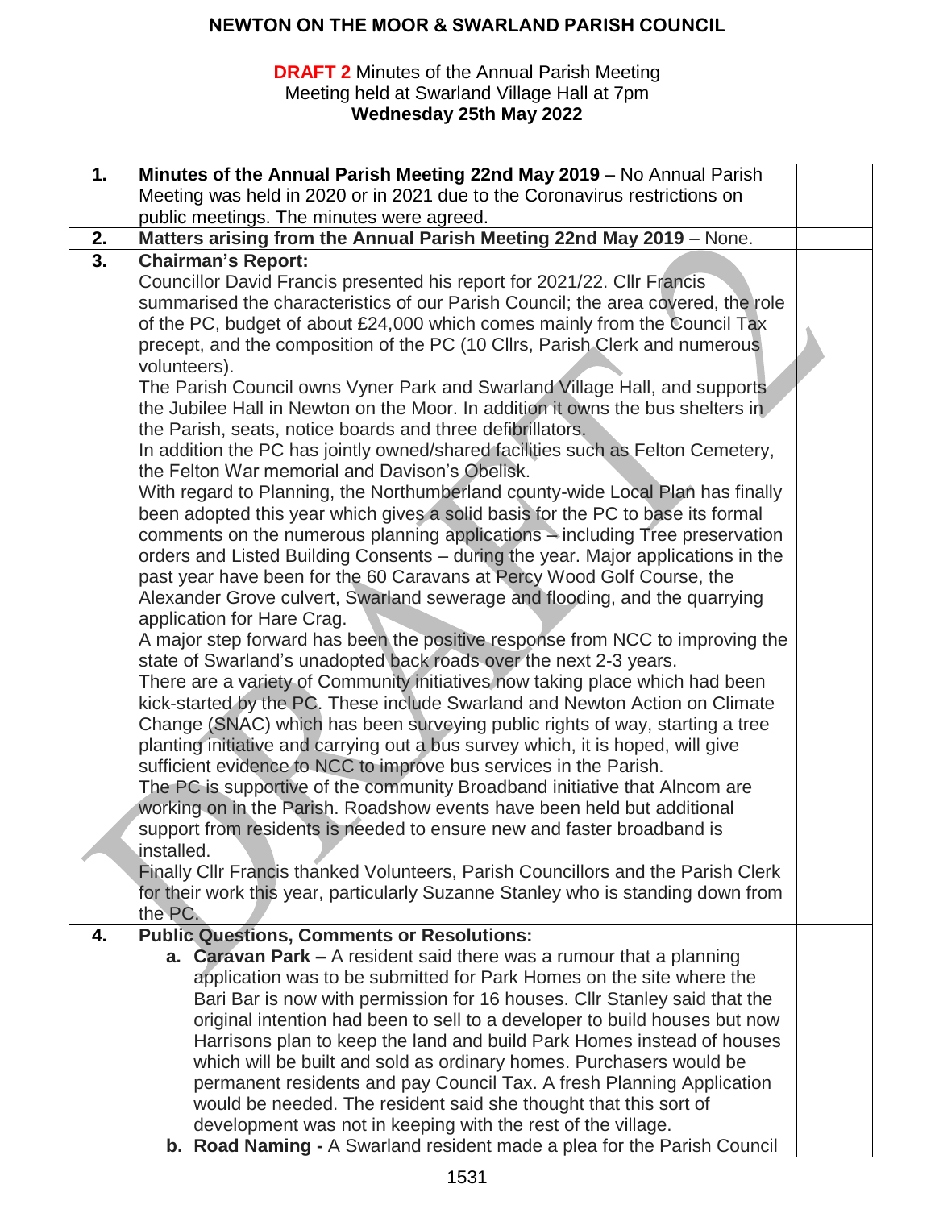# NEWTON ON THE MOOR & SWARLAND PARISH COUNCIL

**DRAFT 2** Minutes of the Annual Parish Meeting
Meeting held at Swarland Village Hall at 7pm
**Wednesday 25th May 2022**

| | | |
|---|---|---|
| **1.** | **Minutes of the Annual Parish Meeting 22nd May 2019** – No Annual Parish Meeting was held in 2020 or in 2021 due to the Coronavirus restrictions on public meetings. The minutes were agreed. | |
| **2.** | **Matters arising from the Annual Parish Meeting 22nd May 2019** – None. | |
| **3.** | **Chairman's Report:**<br>Councillor David Francis presented his report for 2021/22. Cllr Francis summarised the characteristics of our Parish Council; the area covered, the role of the PC, budget of about £24,000 which comes mainly from the Council Tax precept, and the composition of the PC (10 Cllrs, Parish Clerk and numerous volunteers).<br>The Parish Council owns Vyner Park and Swarland Village Hall, and supports the Jubilee Hall in Newton on the Moor. In addition it owns the bus shelters in the Parish, seats, notice boards and three defibrillators.<br>In addition the PC has jointly owned/shared facilities such as Felton Cemetery, the Felton War memorial and Davison's Obelisk.<br>With regard to Planning, the Northumberland county-wide Local Plan has finally been adopted this year which gives a solid basis for the PC to base its formal comments on the numerous planning applications – including Tree preservation orders and Listed Building Consents – during the year. Major applications in the past year have been for the 60 Caravans at Percy Wood Golf Course, the Alexander Grove culvert, Swarland sewerage and flooding, and the quarrying application for Hare Crag.<br>A major step forward has been the positive response from NCC to improving the state of Swarland's unadopted back roads over the next 2-3 years.<br>There are a variety of Community initiatives now taking place which had been kick-started by the PC. These include Swarland and Newton Action on Climate Change (SNAC) which has been surveying public rights of way, starting a tree planting initiative and carrying out a bus survey which, it is hoped, will give sufficient evidence to NCC to improve bus services in the Parish.<br>The PC is supportive of the community Broadband initiative that Alncom are working on in the Parish. Roadshow events have been held but additional support from residents is needed to ensure new and faster broadband is installed.<br>Finally Cllr Francis thanked Volunteers, Parish Councillors and the Parish Clerk for their work this year, particularly Suzanne Stanley who is standing down from the PC. | |
| **4.** | **Public Questions, Comments or Resolutions:**<br>**a. Caravan Park –** A resident said there was a rumour that a planning application was to be submitted for Park Homes on the site where the Bari Bar is now with permission for 16 houses. Cllr Stanley said that the original intention had been to sell to a developer to build houses but now Harrisons plan to keep the land and build Park Homes instead of houses which will be built and sold as ordinary homes. Purchasers would be permanent residents and pay Council Tax. A fresh Planning Application would be needed. The resident said she thought that this sort of development was not in keeping with the rest of the village.<br>**b. Road Naming -** A Swarland resident made a plea for the Parish Council | |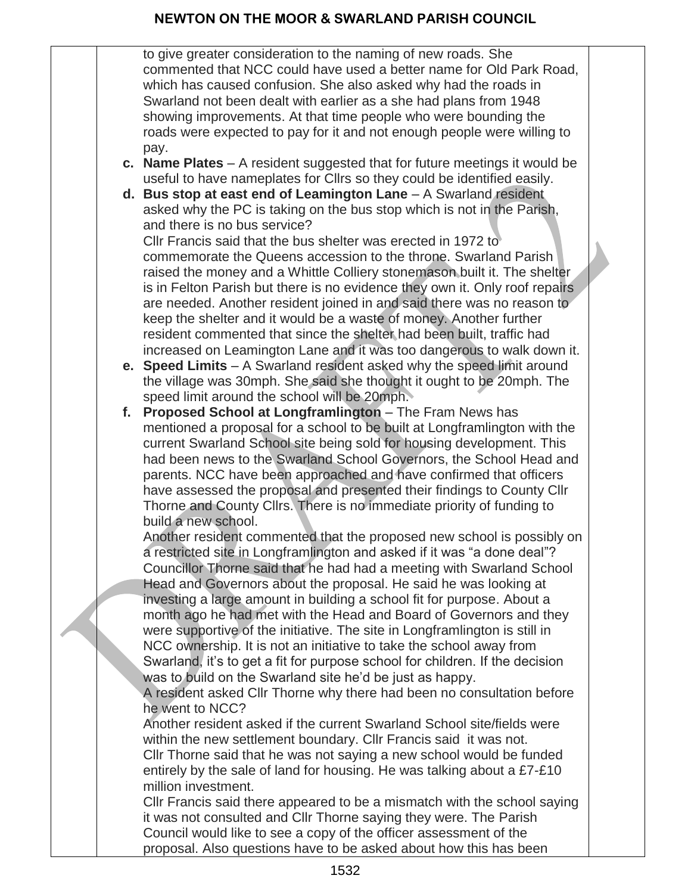to give greater consideration to the naming of new roads. She commented that NCC could have used a better name for Old Park Road, which has caused confusion. She also asked why had the roads in Swarland not been dealt with earlier as a she had plans from 1948 showing improvements. At that time people who were bounding the roads were expected to pay for it and not enough people were willing to pay.

c. **Name Plates** – A resident suggested that for future meetings it would be useful to have nameplates for Cllrs so they could be identified easily.

d. **Bus stop at east end of Leamington Lane** – A Swarland resident asked why the PC is taking on the bus stop which is not in the Parish, and there is no bus service?
Cllr Francis said that the bus shelter was erected in 1972 to commemorate the Queens accession to the throne. Swarland Parish raised the money and a Whittle Colliery stonemason built it. The shelter is in Felton Parish but there is no evidence they own it. Only roof repairs are needed. Another resident joined in and said there was no reason to keep the shelter and it would be a waste of money. Another further resident commented that since the shelter had been built, traffic had increased on Leamington Lane and it was too dangerous to walk down it.

e. **Speed Limits** – A Swarland resident asked why the speed limit around the village was 30mph. She said she thought it ought to be 20mph. The speed limit around the school will be 20mph.

f. **Proposed School at Longframlington** – The Fram News has mentioned a proposal for a school to be built at Longframlington with the current Swarland School site being sold for housing development. This had been news to the Swarland School Governors, the School Head and parents. NCC have been approached and have confirmed that officers have assessed the proposal and presented their findings to County Cllr Thorne and County Cllrs. There is no immediate priority of funding to build a new school.
Another resident commented that the proposed new school is possibly on a restricted site in Longframlington and asked if it was "a done deal"?
Councillor Thorne said that he had had a meeting with Swarland School Head and Governors about the proposal. He said he was looking at investing a large amount in building a school fit for purpose. About a month ago he had met with the Head and Board of Governors and they were supportive of the initiative. The site in Longframlington is still in NCC ownership. It is not an initiative to take the school away from Swarland, it's to get a fit for purpose school for children. If the decision was to build on the Swarland site he'd be just as happy.
A resident asked Cllr Thorne why there had been no consultation before he went to NCC?
Another resident asked if the current Swarland School site/fields were within the new settlement boundary. Cllr Francis said it was not.
Cllr Thorne said that he was not saying a new school would be funded entirely by the sale of land for housing. He was talking about a £7-£10 million investment.
Cllr Francis said there appeared to be a mismatch with the school saying it was not consulted and Cllr Thorne saying they were. The Parish Council would like to see a copy of the officer assessment of the proposal. Also questions have to be asked about how this has been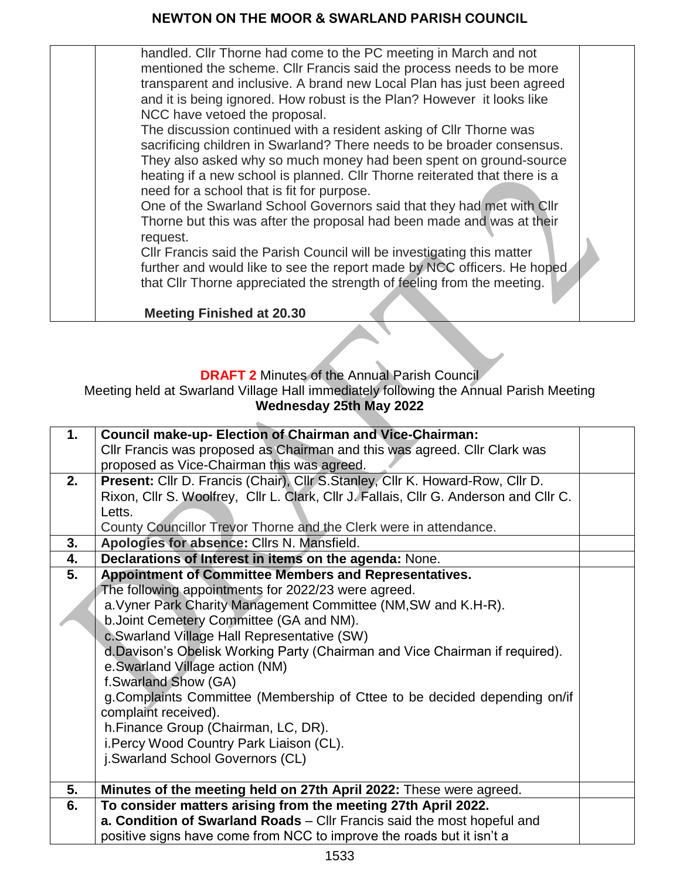| | handled. Cllr Thorne had come to the PC meeting in March and not mentioned the scheme. Cllr Francis said the process needs to be more transparent and inclusive. A brand new Local Plan has just been agreed and it is being ignored. How robust is the Plan? However it looks like NCC have vetoed the proposal.<br>The discussion continued with a resident asking of Cllr Thorne was sacrificing children in Swarland? There needs to be broader consensus. They also asked why so much money had been spent on ground-source heating if a new school is planned. Cllr Thorne reiterated that there is a need for a school that is fit for purpose.<br>One of the Swarland School Governors said that they had met with Cllr Thorne but this was after the proposal had been made and was at their request.<br>Cllr Francis said the Parish Council will be investigating this matter further and would like to see the report made by NCC officers. He hoped that Cllr Thorne appreciated the strength of feeling from the meeting.<br><br>**Meeting Finished at 20.30** | |
|---|---|---|

**DRAFT 2** Minutes of the Annual Parish Council
Meeting held at Swarland Village Hall immediately following the Annual Parish Meeting
**Wednesday 25th May 2022**

| | | |
|---|---|---|
| **1.** | **Council make-up- Election of Chairman and Vice-Chairman:**<br>Cllr Francis was proposed as Chairman and this was agreed. Cllr Clark was proposed as Vice-Chairman this was agreed. | |
| **2.** | **Present:** Cllr D. Francis (Chair), Cllr S.Stanley, Cllr K. Howard-Row, Cllr D. Rixon, Cllr S. Woolfrey, Cllr L. Clark, Cllr J. Fallais, Cllr G. Anderson and Cllr C. Letts.<br>County Councillor Trevor Thorne and the Clerk were in attendance. | |
| **3.** | **Apologies for absence:** Cllrs N. Mansfield. | |
| **4.** | **Declarations of Interest in items on the agenda:** None. | |
| **5.** | **Appointment of Committee Members and Representatives.**<br>The following appointments for 2022/23 were agreed.<br>a.Vyner Park Charity Management Committee (NM,SW and K.H-R).<br>b.Joint Cemetery Committee (GA and NM).<br>c.Swarland Village Hall Representative (SW)<br>d.Davison's Obelisk Working Party (Chairman and Vice Chairman if required).<br>e.Swarland Village action (NM)<br>f.Swarland Show (GA)<br>g.Complaints Committee (Membership of Cttee to be decided depending on/if complaint received).<br>h.Finance Group (Chairman, LC, DR).<br>i.Percy Wood Country Park Liaison (CL).<br>j.Swarland School Governors (CL) | |
| **5.** | **Minutes of the meeting held on 27th April 2022:** These were agreed. | |
| **6.** | **To consider matters arising from the meeting 27th April 2022.**<br>**a. Condition of Swarland Roads** – Cllr Francis said the most hopeful and positive signs have come from NCC to improve the roads but it isn't a | |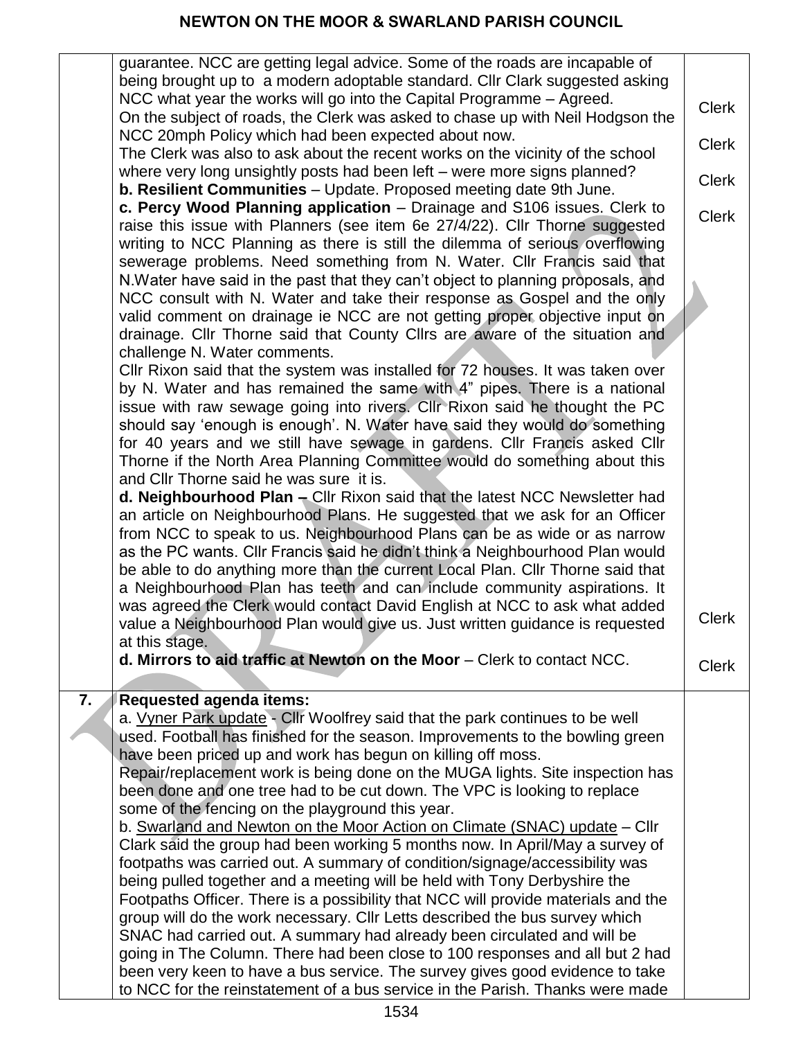| | | |
|---|---|---|
| | guarantee. NCC are getting legal advice. Some of the roads are incapable of being brought up to a modern adoptable standard. Cllr Clark suggested asking NCC what year the works will go into the Capital Programme – Agreed.<br>On the subject of roads, the Clerk was asked to chase up with Neil Hodgson the NCC 20mph Policy which had been expected about now.<br>The Clerk was also to ask about the recent works on the vicinity of the school where very long unsightly posts had been left – were more signs planned?<br>**b. Resilient Communities** – Update. Proposed meeting date 9th June.<br>**c. Percy Wood Planning application** – Drainage and S106 issues. Clerk to raise this issue with Planners (see item 6e 27/4/22). Cllr Thorne suggested writing to NCC Planning as there is still the dilemma of serious overflowing sewerage problems. Need something from N. Water. Cllr Francis said that N.Water have said in the past that they can't object to planning proposals, and NCC consult with N. Water and take their response as Gospel and the only valid comment on drainage ie NCC are not getting proper objective input on drainage. Cllr Thorne said that County Cllrs are aware of the situation and challenge N. Water comments.<br>Cllr Rixon said that the system was installed for 72 houses. It was taken over by N. Water and has remained the same with 4" pipes. There is a national issue with raw sewage going into rivers. Cllr Rixon said he thought the PC should say 'enough is enough'. N. Water have said they would do something for 40 years and we still have sewage in gardens. Cllr Francis asked Cllr Thorne if the North Area Planning Committee would do something about this and Cllr Thorne said he was sure it is.<br>**d. Neighbourhood Plan –** Cllr Rixon said that the latest NCC Newsletter had an article on Neighbourhood Plans. He suggested that we ask for an Officer from NCC to speak to us. Neighbourhood Plans can be as wide or as narrow as the PC wants. Cllr Francis said he didn't think a Neighbourhood Plan would be able to do anything more than the current Local Plan. Cllr Thorne said that a Neighbourhood Plan has teeth and can include community aspirations. It was agreed the Clerk would contact David English at NCC to ask what added value a Neighbourhood Plan would give us. Just written guidance is requested at this stage.<br>**d. Mirrors to aid traffic at Newton on the Moor** – Clerk to contact NCC. | Clerk<br><br>Clerk<br><br>Clerk<br><br>Clerk<br><br>Clerk<br><br>Clerk |
| **7.** | **Requested agenda items:**<br>a. Vyner Park update - Cllr Woolfrey said that the park continues to be well used. Football has finished for the season. Improvements to the bowling green have been priced up and work has begun on killing off moss.<br>Repair/replacement work is being done on the MUGA lights. Site inspection has been done and one tree had to be cut down. The VPC is looking to replace some of the fencing on the playground this year.<br>b. Swarland and Newton on the Moor Action on Climate (SNAC) update – Cllr Clark said the group had been working 5 months now. In April/May a survey of footpaths was carried out. A summary of condition/signage/accessibility was being pulled together and a meeting will be held with Tony Derbyshire the Footpaths Officer. There is a possibility that NCC will provide materials and the group will do the work necessary. Cllr Letts described the bus survey which SNAC had carried out. A summary had already been circulated and will be going in The Column. There had been close to 100 responses and all but 2 had been very keen to have a bus service. The survey gives good evidence to take to NCC for the reinstatement of a bus service in the Parish. Thanks were made | |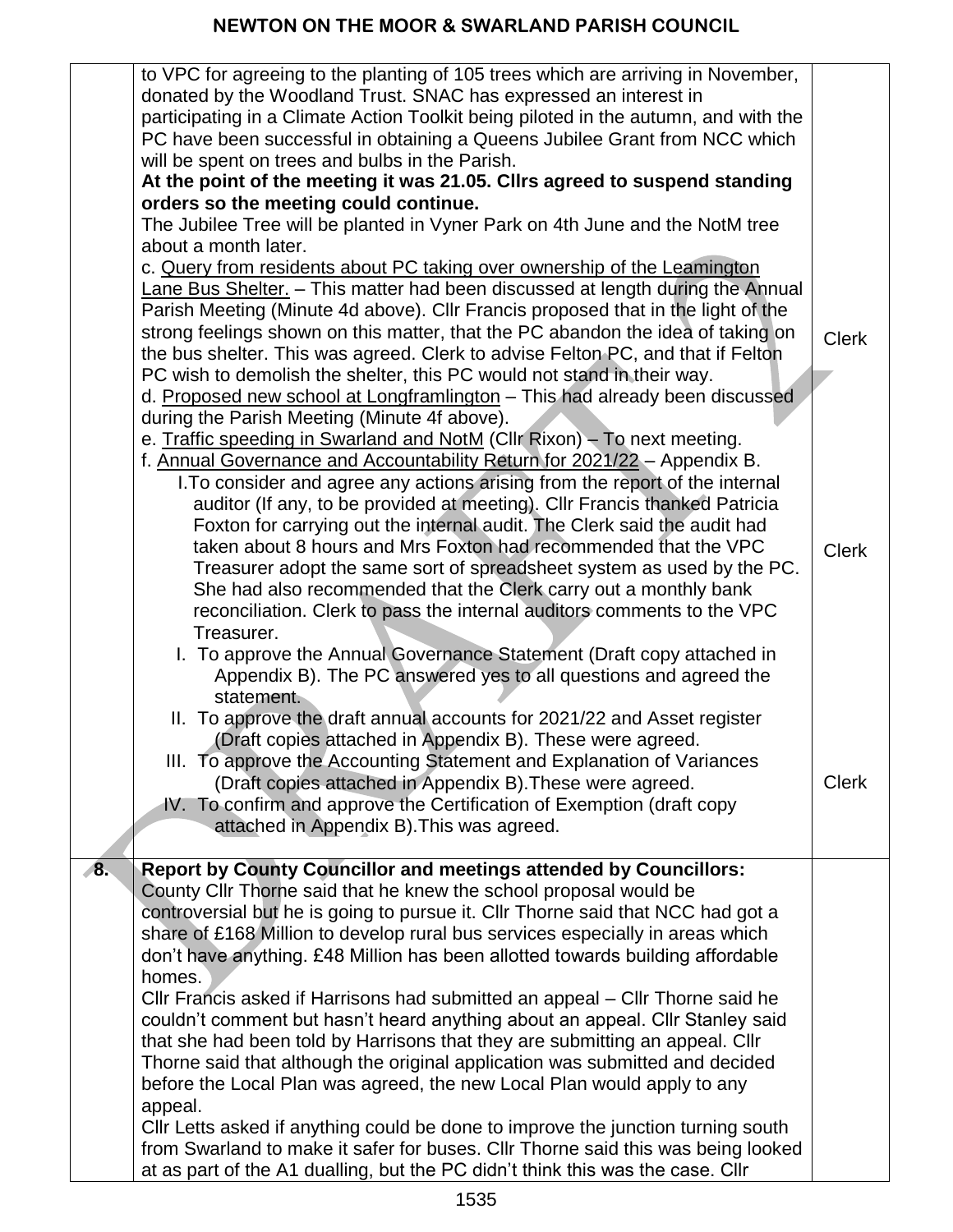| | | |
|---|---|---|
| | to VPC for agreeing to the planting of 105 trees which are arriving in November, donated by the Woodland Trust. SNAC has expressed an interest in participating in a Climate Action Toolkit being piloted in the autumn, and with the PC have been successful in obtaining a Queens Jubilee Grant from NCC which will be spent on trees and bulbs in the Parish.<br>**At the point of the meeting it was 21.05. Cllrs agreed to suspend standing orders so the meeting could continue.**<br>The Jubilee Tree will be planted in Vyner Park on 4th June and the NotM tree about a month later.<br>c. Query from residents about PC taking over ownership of the Leamington Lane Bus Shelter. – This matter had been discussed at length during the Annual Parish Meeting (Minute 4d above). Cllr Francis proposed that in the light of the strong feelings shown on this matter, that the PC abandon the idea of taking on the bus shelter. This was agreed. Clerk to advise Felton PC, and that if Felton PC wish to demolish the shelter, this PC would not stand in their way.<br>d. Proposed new school at Longframlington – This had already been discussed during the Parish Meeting (Minute 4f above).<br>e. Traffic speeding in Swarland and NotM (Cllr Rixon) – To next meeting.<br>f. Annual Governance and Accountability Return for 2021/22 – Appendix B.<br>I. To consider and agree any actions arising from the report of the internal auditor (If any, to be provided at meeting). Cllr Francis thanked Patricia Foxton for carrying out the internal audit. The Clerk said the audit had taken about 8 hours and Mrs Foxton had recommended that the VPC Treasurer adopt the same sort of spreadsheet system as used by the PC. She had also recommended that the Clerk carry out a monthly bank reconciliation. Clerk to pass the internal auditors comments to the VPC Treasurer.<br>I. To approve the Annual Governance Statement (Draft copy attached in Appendix B). The PC answered yes to all questions and agreed the statement.<br>II. To approve the draft annual accounts for 2021/22 and Asset register (Draft copies attached in Appendix B). These were agreed.<br>III. To approve the Accounting Statement and Explanation of Variances (Draft copies attached in Appendix B).These were agreed.<br>IV. To confirm and approve the Certification of Exemption (draft copy attached in Appendix B).This was agreed. | Clerk<br><br>Clerk<br><br>Clerk |
| **8.** | **Report by County Councillor and meetings attended by Councillors:**<br>County Cllr Thorne said that he knew the school proposal would be controversial but he is going to pursue it. Cllr Thorne said that NCC had got a share of £168 Million to develop rural bus services especially in areas which don't have anything. £48 Million has been allotted towards building affordable homes.<br>Cllr Francis asked if Harrisons had submitted an appeal – Cllr Thorne said he couldn't comment but hasn't heard anything about an appeal. Cllr Stanley said that she had been told by Harrisons that they are submitting an appeal. Cllr Thorne said that although the original application was submitted and decided before the Local Plan was agreed, the new Local Plan would apply to any appeal.<br>Cllr Letts asked if anything could be done to improve the junction turning south from Swarland to make it safer for buses. Cllr Thorne said this was being looked at as part of the A1 dualling, but the PC didn't think this was the case. Cllr | |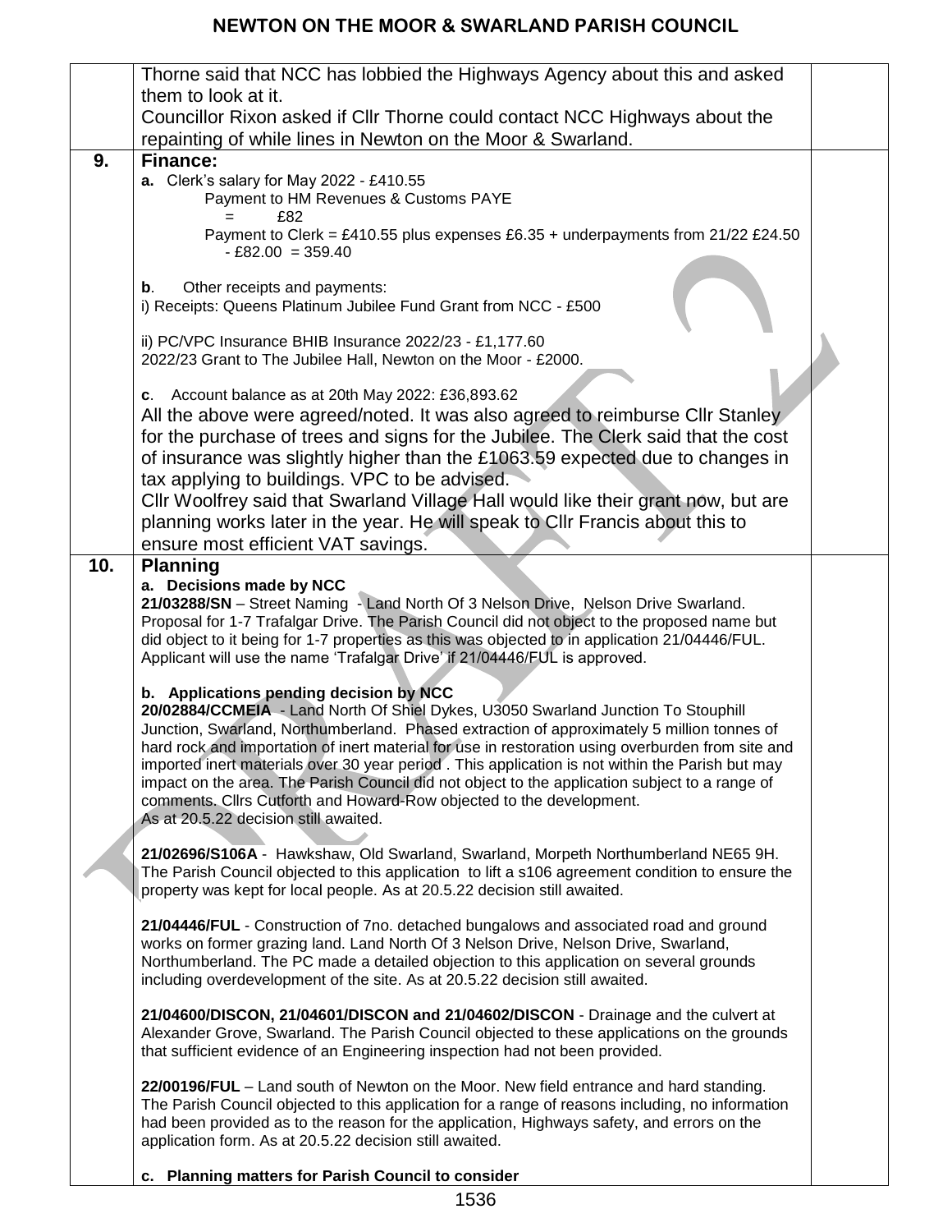| | | |
|---|---|---|
| | Thorne said that NCC has lobbied the Highways Agency about this and asked them to look at it.<br>Councillor Rixon asked if Cllr Thorne could contact NCC Highways about the repainting of while lines in Newton on the Moor & Swarland. | |
| **9.** | **Finance:**<br>**a.** Clerk's salary for May 2022 - £410.55<br>Payment to HM Revenues & Customs PAYE<br>= £82<br>Payment to Clerk = £410.55 plus expenses £6.35 + underpayments from 21/22 £24.50 - £82.00 = 359.40<br><br>**b**. Other receipts and payments:<br>i) Receipts: Queens Platinum Jubilee Fund Grant from NCC - £500<br><br>ii) PC/VPC Insurance BHIB Insurance 2022/23 - £1,177.60<br>2022/23 Grant to The Jubilee Hall, Newton on the Moor - £2000.<br><br>**c**. Account balance as at 20th May 2022: £36,893.62<br>All the above were agreed/noted. It was also agreed to reimburse Cllr Stanley for the purchase of trees and signs for the Jubilee. The Clerk said that the cost of insurance was slightly higher than the £1063.59 expected due to changes in tax applying to buildings. VPC to be advised.<br>Cllr Woolfrey said that Swarland Village Hall would like their grant now, but are planning works later in the year. He will speak to Cllr Francis about this to ensure most efficient VAT savings. | |
| **10.** | **Planning**<br>**a. Decisions made by NCC**<br>**21/03288/SN** – Street Naming - Land North Of 3 Nelson Drive, Nelson Drive Swarland. Proposal for 1-7 Trafalgar Drive. The Parish Council did not object to the proposed name but did object to it being for 1-7 properties as this was objected to in application 21/04446/FUL. Applicant will use the name 'Trafalgar Drive' if 21/04446/FUL is approved.<br><br>**b. Applications pending decision by NCC**<br>**20/02884/CCMEIA** - Land North Of Shiel Dykes, U3050 Swarland Junction To Stouphill Junction, Swarland, Northumberland. Phased extraction of approximately 5 million tonnes of hard rock and importation of inert material for use in restoration using overburden from site and imported inert materials over 30 year period . This application is not within the Parish but may impact on the area. The Parish Council did not object to the application subject to a range of comments. Cllrs Cutforth and Howard-Row objected to the development.<br>As at 20.5.22 decision still awaited.<br><br>**21/02696/S106A** - Hawkshaw, Old Swarland, Swarland, Morpeth Northumberland NE65 9H. The Parish Council objected to this application to lift a s106 agreement condition to ensure the property was kept for local people. As at 20.5.22 decision still awaited.<br><br>**21/04446/FUL** - Construction of 7no. detached bungalows and associated road and ground works on former grazing land. Land North Of 3 Nelson Drive, Nelson Drive, Swarland, Northumberland. The PC made a detailed objection to this application on several grounds including overdevelopment of the site. As at 20.5.22 decision still awaited.<br><br>**21/04600/DISCON, 21/04601/DISCON and 21/04602/DISCON** - Drainage and the culvert at Alexander Grove, Swarland. The Parish Council objected to these applications on the grounds that sufficient evidence of an Engineering inspection had not been provided.<br><br>**22/00196/FUL** – Land south of Newton on the Moor. New field entrance and hard standing. The Parish Council objected to this application for a range of reasons including, no information had been provided as to the reason for the application, Highways safety, and errors on the application form. As at 20.5.22 decision still awaited.<br><br>**c. Planning matters for Parish Council to consider** | |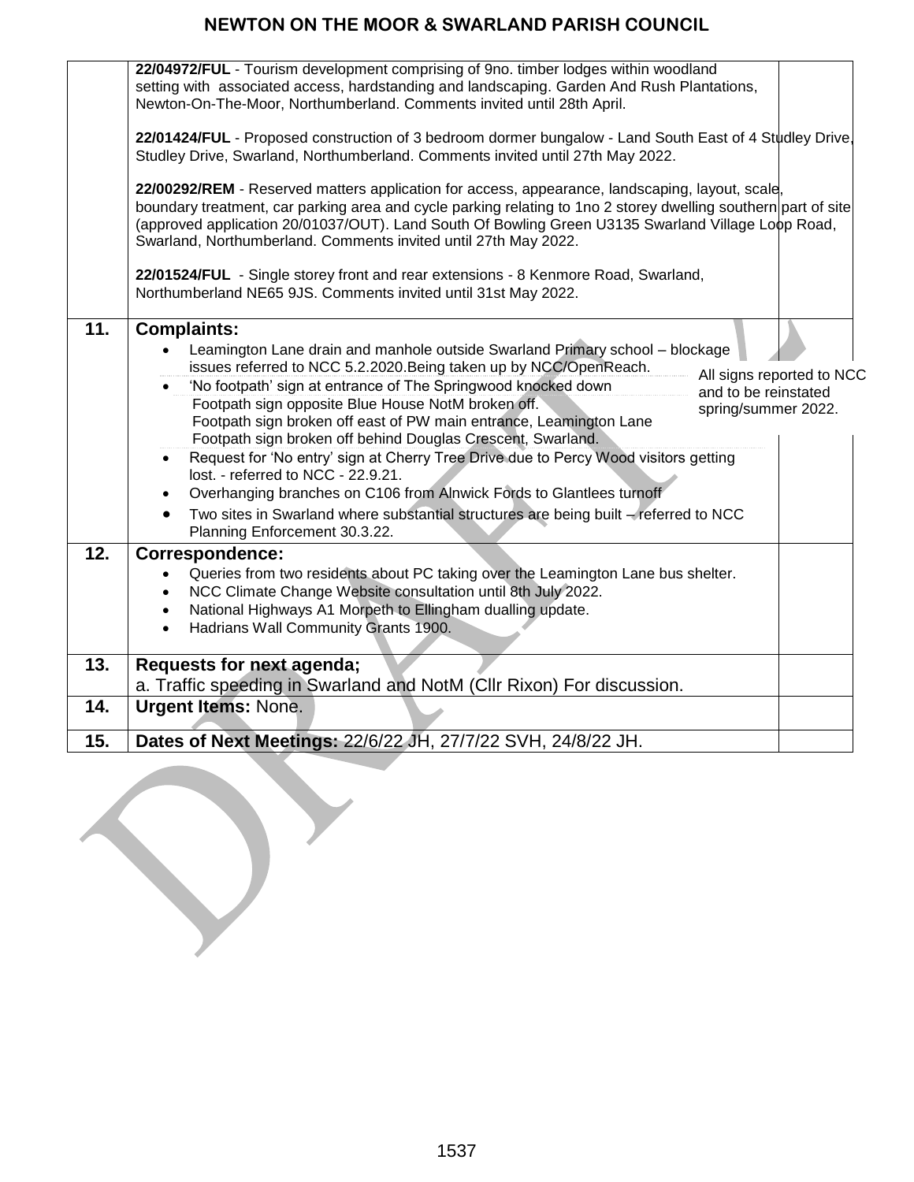| | | |
|---|---|---|
| | **22/04972/FUL** - Tourism development comprising of 9no. timber lodges within woodland setting with associated access, hardstanding and landscaping. Garden And Rush Plantations, Newton-On-The-Moor, Northumberland. Comments invited until 28th April.<br><br>**22/01424/FUL** - Proposed construction of 3 bedroom dormer bungalow - Land South East of 4 Studley Drive, Studley Drive, Swarland, Northumberland. Comments invited until 27th May 2022.<br><br>**22/00292/REM** - Reserved matters application for access, appearance, landscaping, layout, scale, boundary treatment, car parking area and cycle parking relating to 1no 2 storey dwelling southern part of site (approved application 20/01037/OUT). Land South Of Bowling Green U3135 Swarland Village Loop Road, Swarland, Northumberland. Comments invited until 27th May 2022.<br><br>**22/01524/FUL** - Single storey front and rear extensions - 8 Kenmore Road, Swarland, Northumberland NE65 9JS. Comments invited until 31st May 2022. | |
| **11.** | **Complaints:**<br>• Leamington Lane drain and manhole outside Swarland Primary school – blockage issues referred to NCC 5.2.2020.Being taken up by NCC/OpenReach.<br>• 'No footpath' sign at entrance of The Springwood knocked down<br>Footpath sign opposite Blue House NotM broken off.<br>Footpath sign broken off east of PW main entrance, Leamington Lane<br>Footpath sign broken off behind Douglas Crescent, Swarland.<br>• Request for 'No entry' sign at Cherry Tree Drive due to Percy Wood visitors getting lost. - referred to NCC - 22.9.21.<br>• Overhanging branches on C106 from Alnwick Fords to Glantlees turnoff<br>• Two sites in Swarland where substantial structures are being built – referred to NCC Planning Enforcement 30.3.22. | All signs reported to NCC and to be reinstated spring/summer 2022. |
| **12.** | **Correspondence:**<br>• Queries from two residents about PC taking over the Leamington Lane bus shelter.<br>• NCC Climate Change Website consultation until 8th July 2022.<br>• National Highways A1 Morpeth to Ellingham dualling update.<br>• Hadrians Wall Community Grants 1900. | |
| **13.** | **Requests for next agenda;**<br>a. Traffic speeding in Swarland and NotM (Cllr Rixon) For discussion. | |
| **14.** | **Urgent Items:** None. | |
| **15.** | **Dates of Next Meetings:** 22/6/22 JH, 27/7/22 SVH, 24/8/22 JH. | |

1537